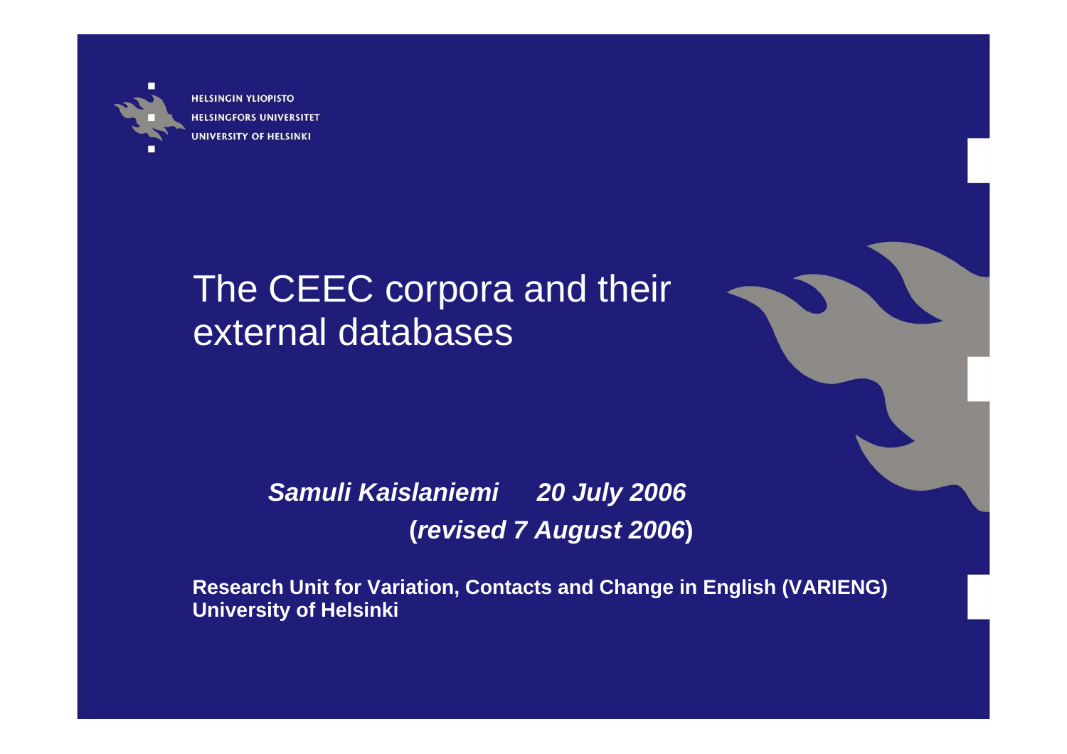HELSINGIN YLIOPISTO
HELSINGFORS UNIVERSITET
UNIVERSITY OF HELSINKI

# The CEEC corpora and their external databases

***Samuli Kaislaniemi 20 July 2006***
**(*revised 7 August 2006*)**

**Research Unit for Variation, Contacts and Change in English (VARIENG)**
**University of Helsinki**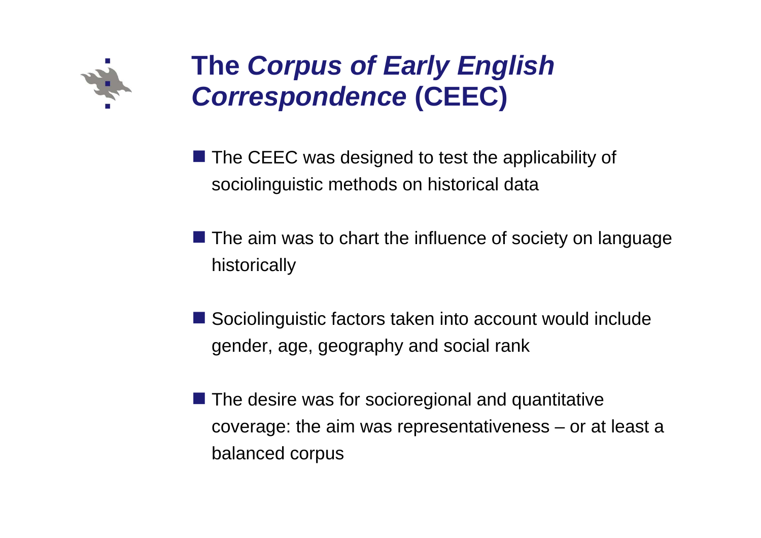# The *Corpus of Early English Correspondence* (CEEC)

- The CEEC was designed to test the applicability of sociolinguistic methods on historical data
- The aim was to chart the influence of society on language historically
- Sociolinguistic factors taken into account would include gender, age, geography and social rank
- The desire was for socioregional and quantitative coverage: the aim was representativeness – or at least a balanced corpus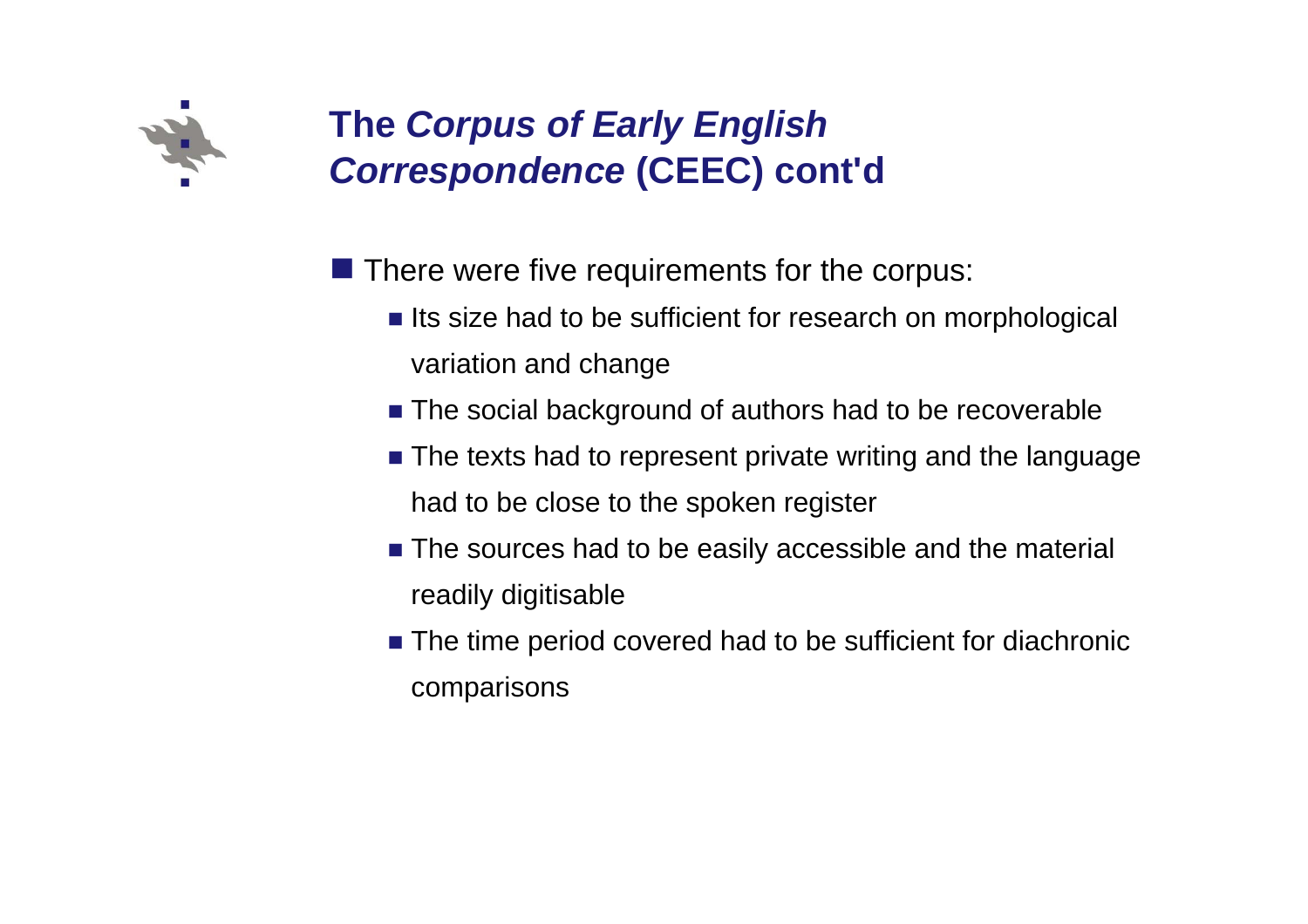# The *Corpus of Early English Correspondence* (CEEC) cont'd

- There were five requirements for the corpus:
  - Its size had to be sufficient for research on morphological variation and change
  - The social background of authors had to be recoverable
  - The texts had to represent private writing and the language had to be close to the spoken register
  - The sources had to be easily accessible and the material readily digitisable
  - The time period covered had to be sufficient for diachronic comparisons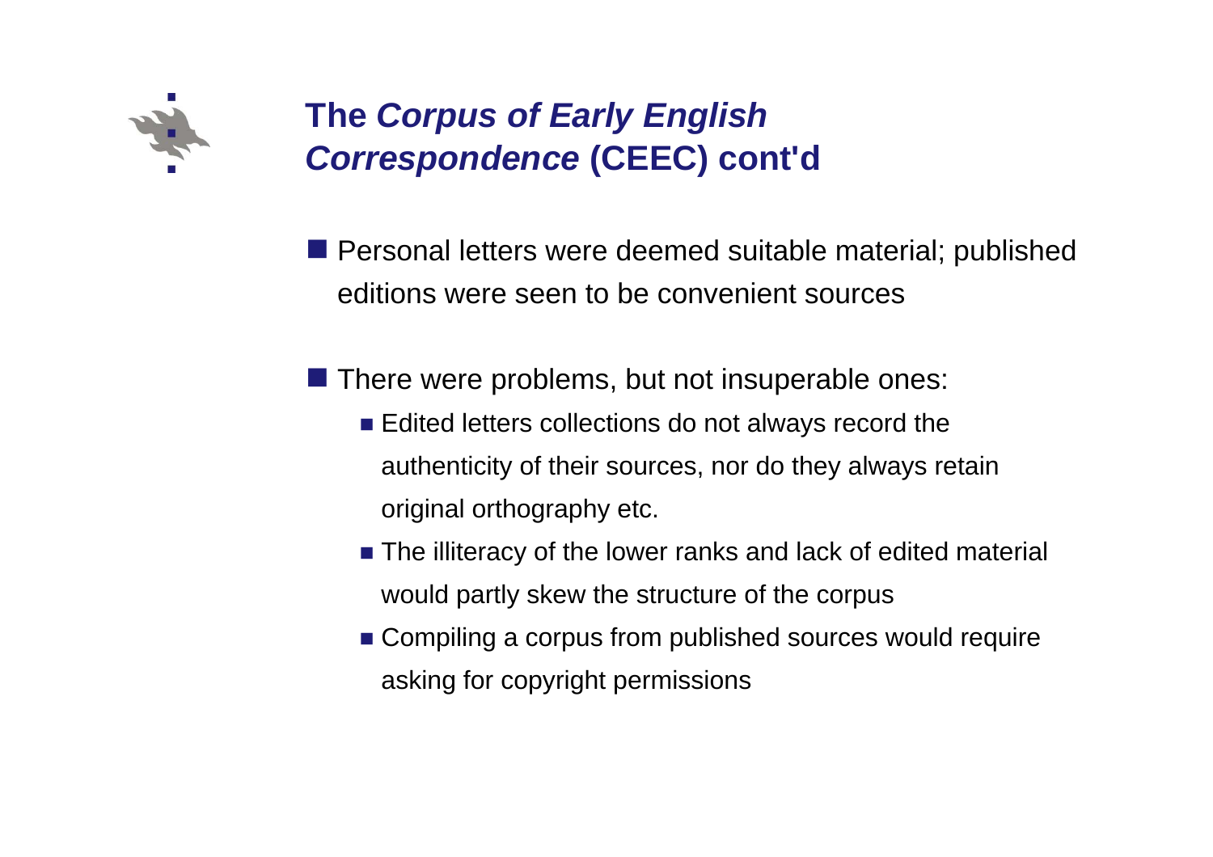# The *Corpus of Early English Correspondence* (CEEC) cont'd

- Personal letters were deemed suitable material; published editions were seen to be convenient sources
- There were problems, but not insuperable ones:
  - Edited letters collections do not always record the authenticity of their sources, nor do they always retain original orthography etc.
  - The illiteracy of the lower ranks and lack of edited material would partly skew the structure of the corpus
  - Compiling a corpus from published sources would require asking for copyright permissions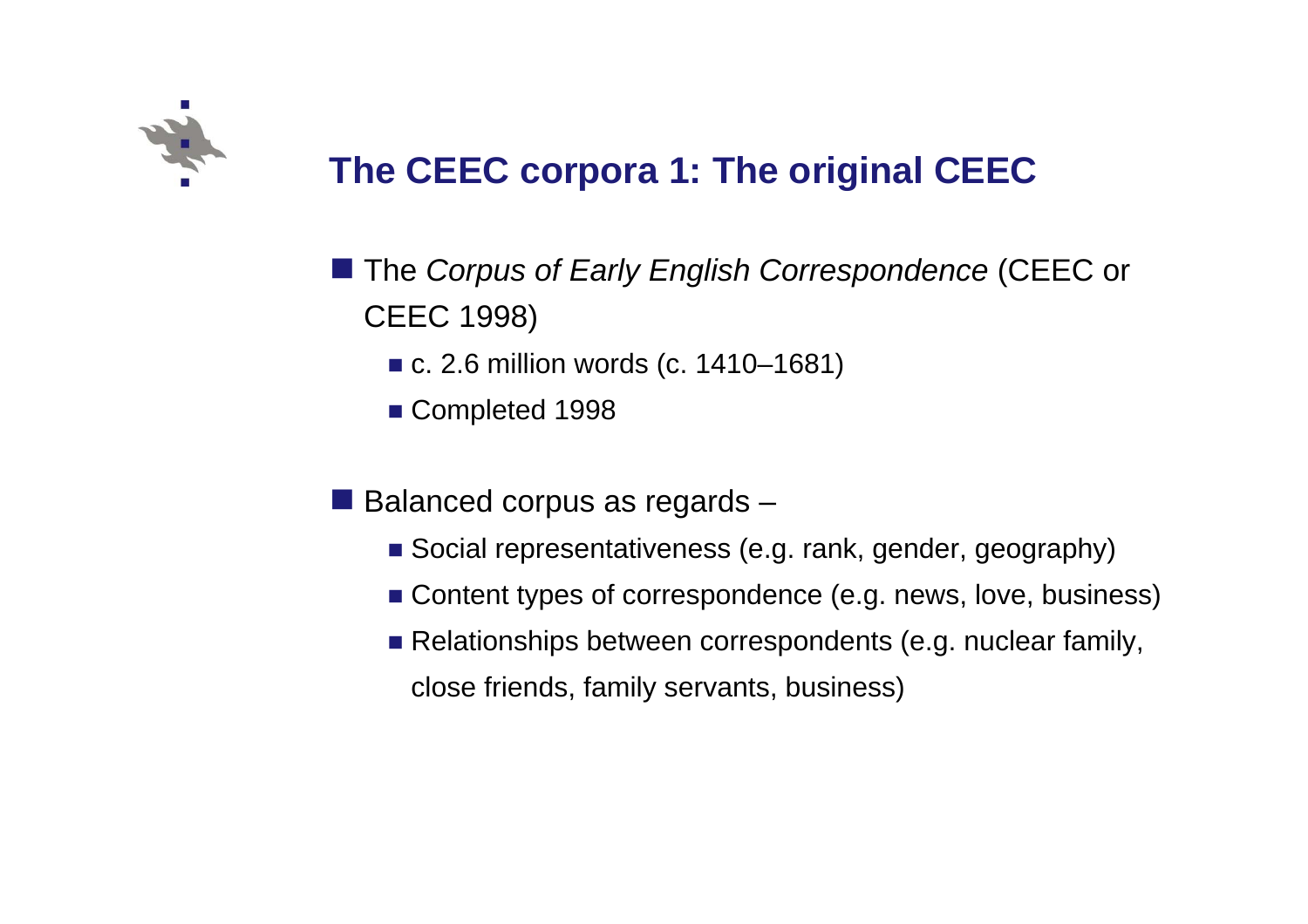# The CEEC corpora 1: The original CEEC

- The *Corpus of Early English Correspondence* (CEEC or CEEC 1998)
  - c. 2.6 million words (c. 1410–1681)
  - Completed 1998

- Balanced corpus as regards –
  - Social representativeness (e.g. rank, gender, geography)
  - Content types of correspondence (e.g. news, love, business)
  - Relationships between correspondents (e.g. nuclear family, close friends, family servants, business)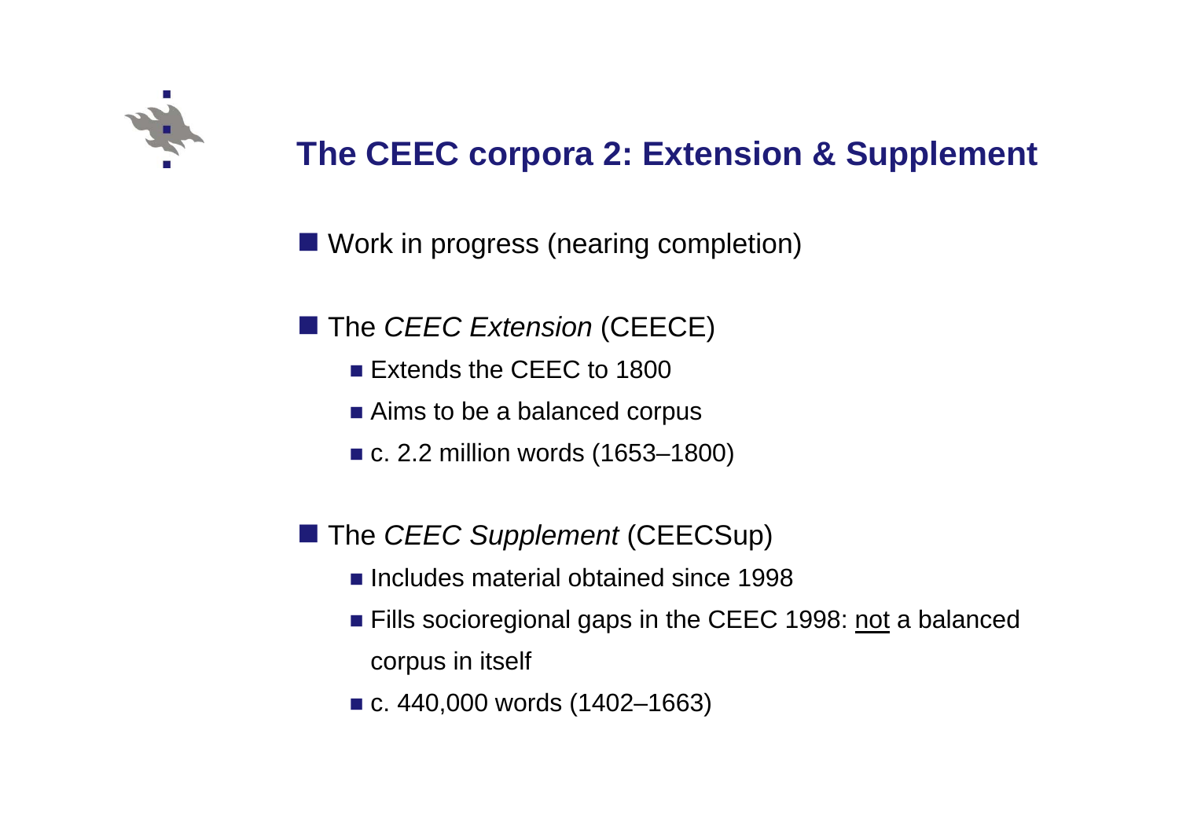# The CEEC corpora 2: Extension & Supplement

- Work in progress (nearing completion)

- The *CEEC Extension* (CEECE)
  - Extends the CEEC to 1800
  - Aims to be a balanced corpus
  - c. 2.2 million words (1653–1800)

- The *CEEC Supplement* (CEECSup)
  - Includes material obtained since 1998
  - Fills socioregional gaps in the CEEC 1998: <u>not</u> a balanced corpus in itself
  - c. 440,000 words (1402–1663)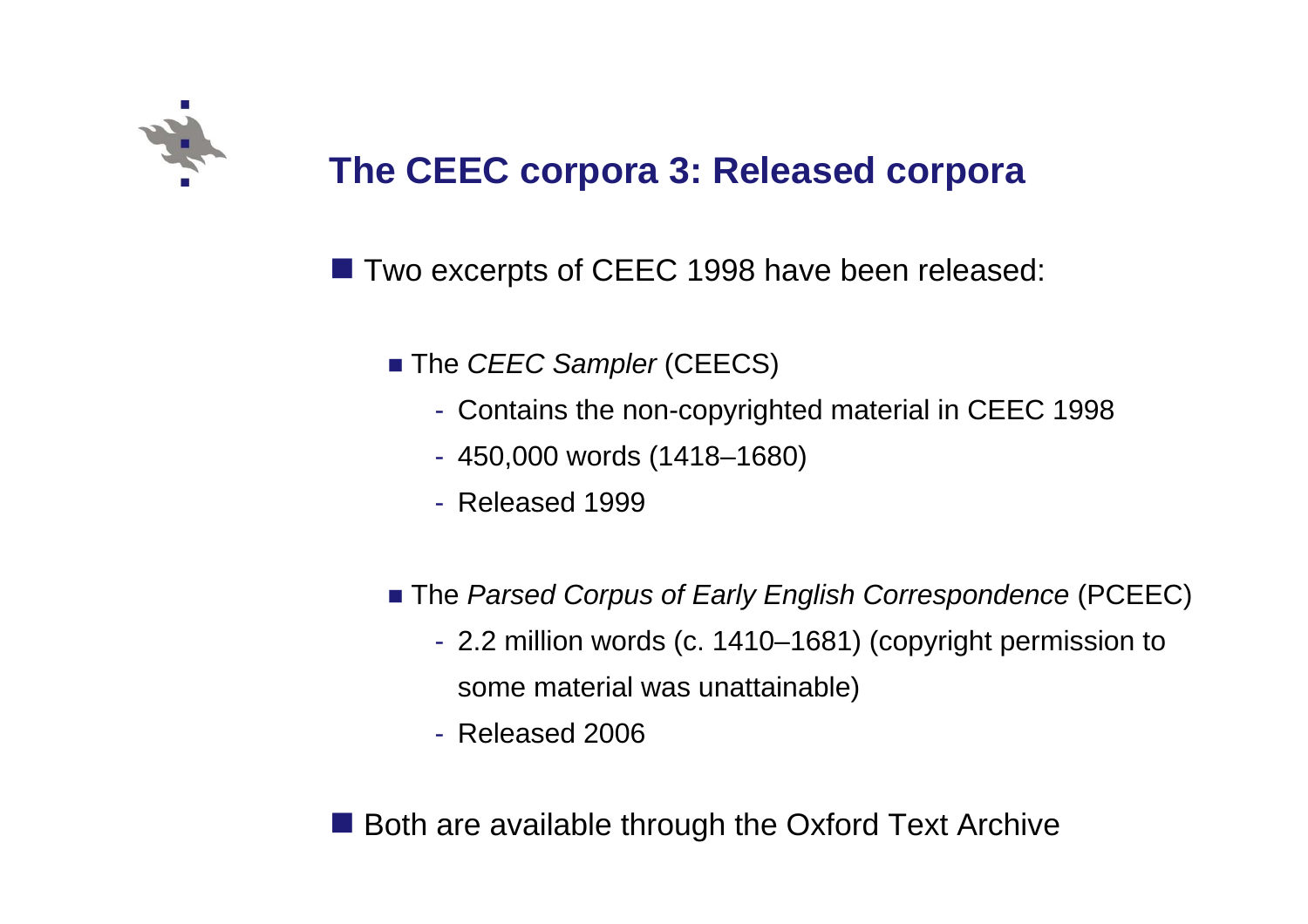# The CEEC corpora 3: Released corpora

- Two excerpts of CEEC 1998 have been released:
  - The *CEEC Sampler* (CEECS)
    - Contains the non-copyrighted material in CEEC 1998
    - 450,000 words (1418–1680)
    - Released 1999
  - The *Parsed Corpus of Early English Correspondence* (PCEEC)
    - 2.2 million words (c. 1410–1681) (copyright permission to some material was unattainable)
    - Released 2006
- Both are available through the Oxford Text Archive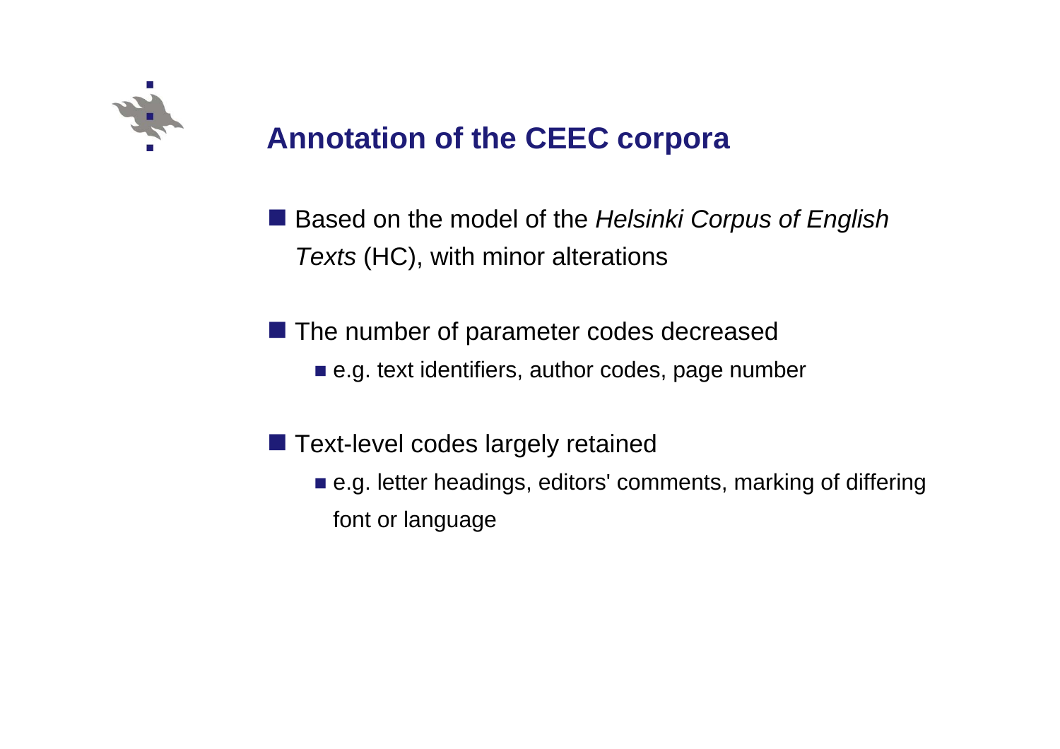# Annotation of the CEEC corpora

- Based on the model of the *Helsinki Corpus of English Texts* (HC), with minor alterations

- The number of parameter codes decreased
  - e.g. text identifiers, author codes, page number

- Text-level codes largely retained
  - e.g. letter headings, editors' comments, marking of differing font or language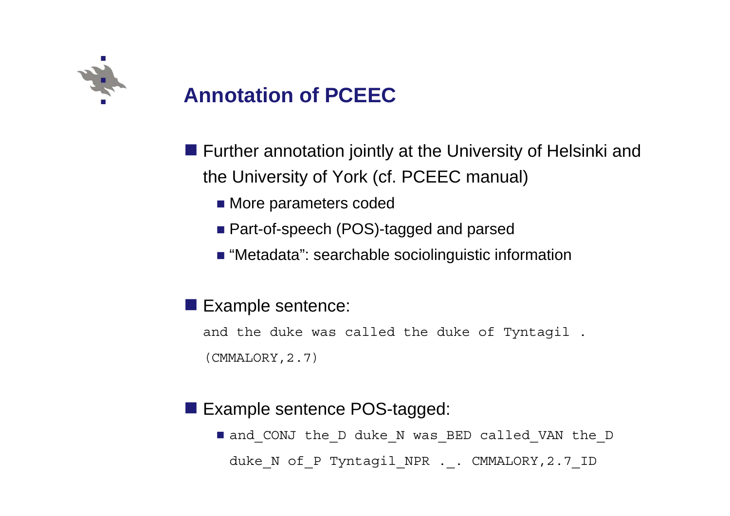# Annotation of PCEEC

- Further annotation jointly at the University of Helsinki and the University of York (cf. PCEEC manual)
  - More parameters coded
  - Part-of-speech (POS)-tagged and parsed
  - “Metadata”: searchable sociolinguistic information

- Example sentence:

```
and the duke was called the duke of Tyntagil .
(CMMALORY,2.7)
```

- Example sentence POS-tagged:
  - `and_CONJ the_D duke_N was_BED called_VAN the_D duke_N of_P Tyntagil_NPR ._. CMMALORY,2.7_ID`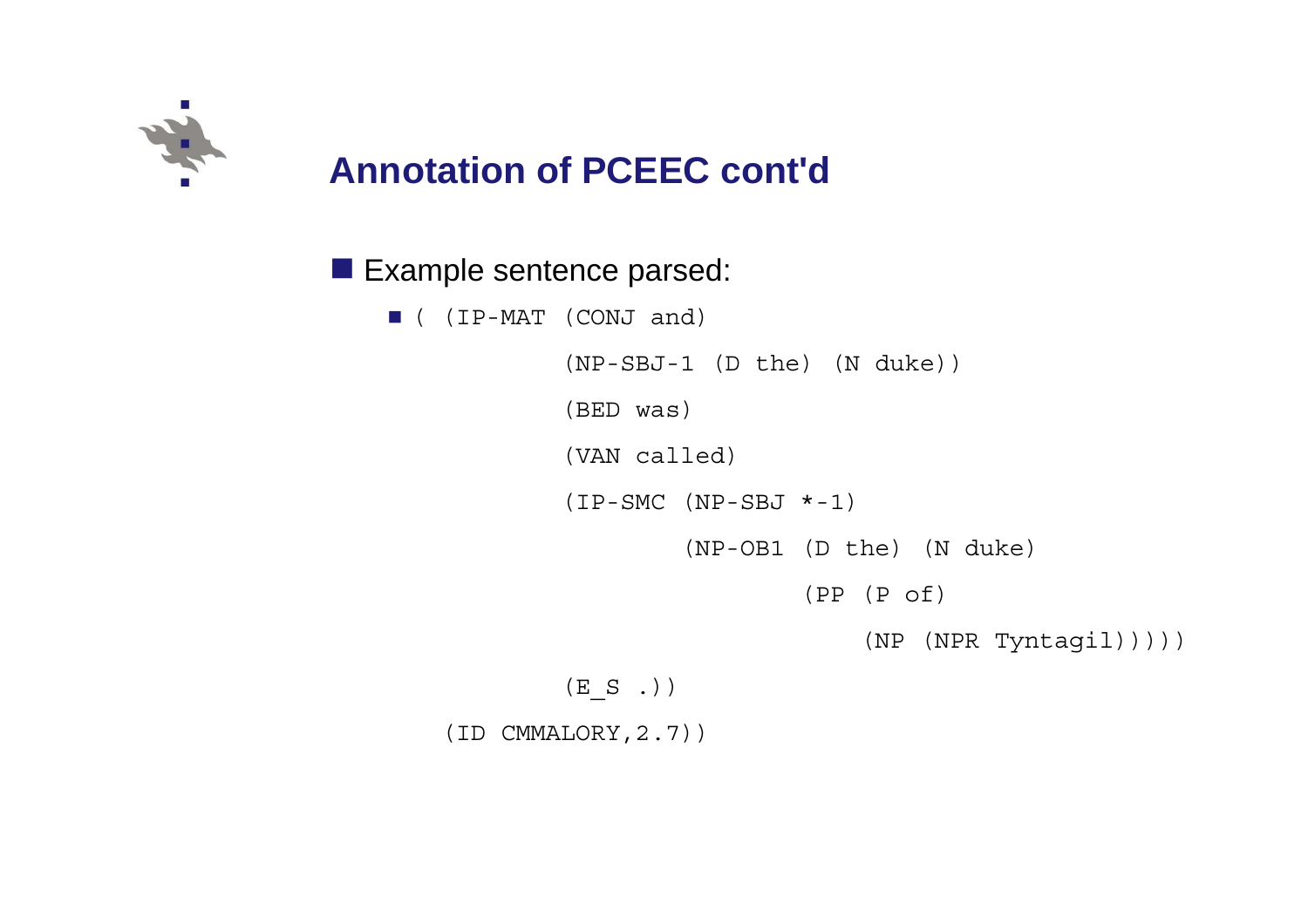## Annotation of PCEEC cont'd

- Example sentence parsed:
  - ```
    ( (IP-MAT (CONJ and)
              (NP-SBJ-1 (D the) (N duke))
              (BED was)
              (VAN called)
              (IP-SMC (NP-SBJ *-1)
                      (NP-OB1 (D the) (N duke)
                              (PP (P of)
                                  (NP (NPR Tyntagil)))))
              (E_S .))
      (ID CMMALORY,2.7))
    ```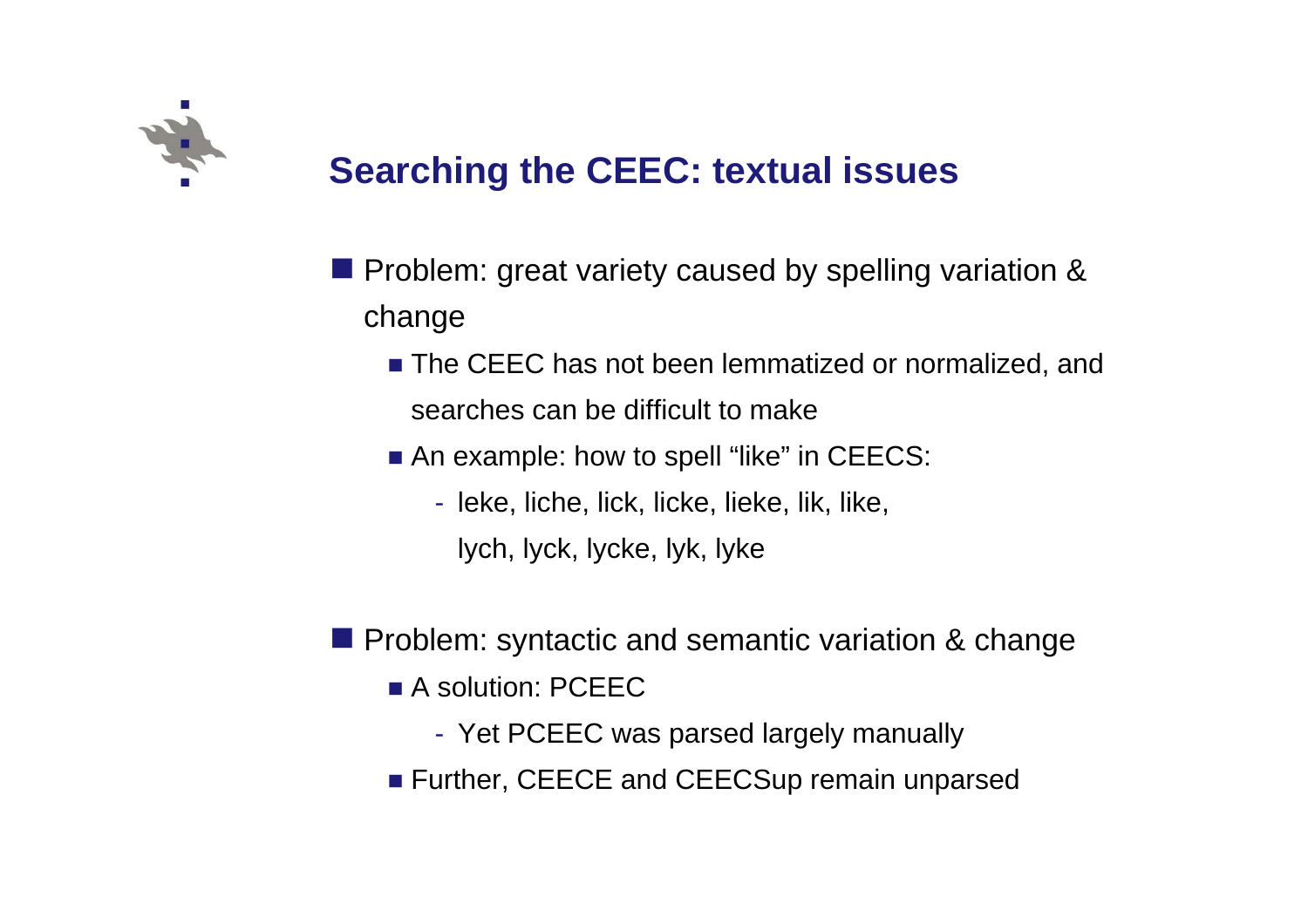# Searching the CEEC: textual issues

- Problem: great variety caused by spelling variation & change
  - The CEEC has not been lemmatized or normalized, and searches can be difficult to make
  - An example: how to spell "like" in CEECS:
    - leke, liche, lick, licke, lieke, lik, like, lych, lyck, lycke, lyk, lyke

- Problem: syntactic and semantic variation & change
  - A solution: PCEEC
    - Yet PCEEC was parsed largely manually
  - Further, CEECE and CEECSup remain unparsed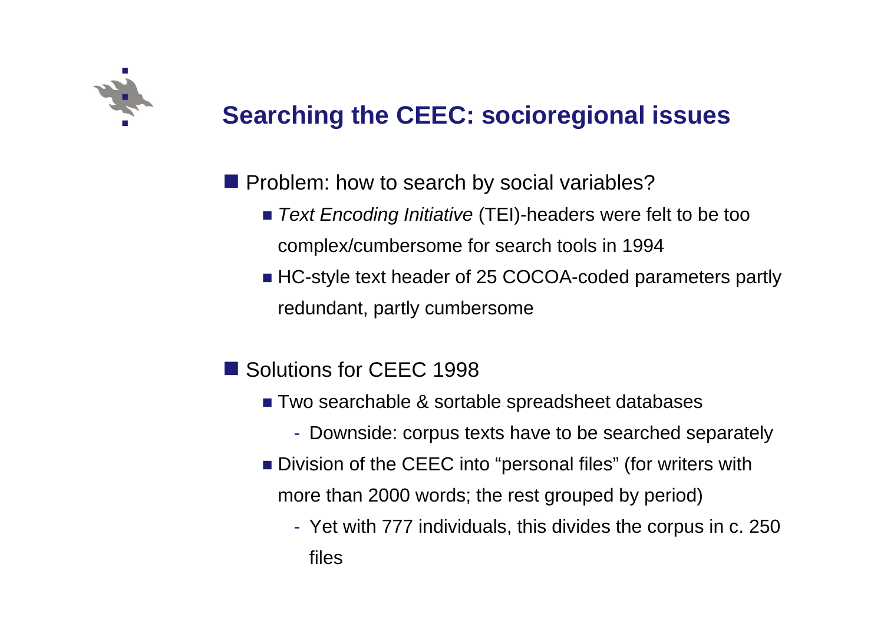## Searching the CEEC: socioregional issues

- Problem: how to search by social variables?
  - *Text Encoding Initiative* (TEI)-headers were felt to be too complex/cumbersome for search tools in 1994
  - HC-style text header of 25 COCOA-coded parameters partly redundant, partly cumbersome

- Solutions for CEEC 1998
  - Two searchable & sortable spreadsheet databases
    - Downside: corpus texts have to be searched separately
  - Division of the CEEC into "personal files" (for writers with more than 2000 words; the rest grouped by period)
    - Yet with 777 individuals, this divides the corpus in c. 250 files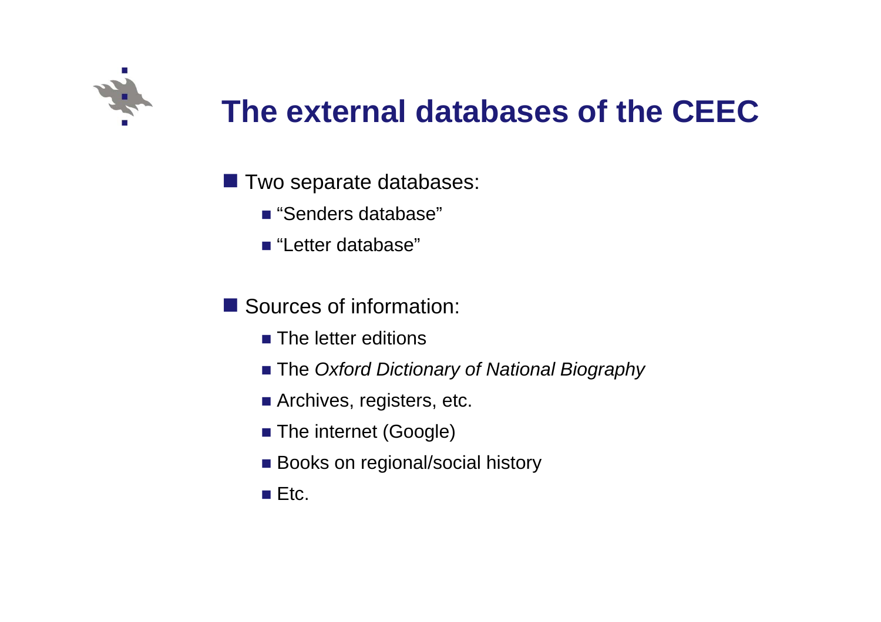# The external databases of the CEEC

- Two separate databases:
  - “Senders database”
  - “Letter database”

- Sources of information:
  - The letter editions
  - The *Oxford Dictionary of National Biography*
  - Archives, registers, etc.
  - The internet (Google)
  - Books on regional/social history
  - Etc.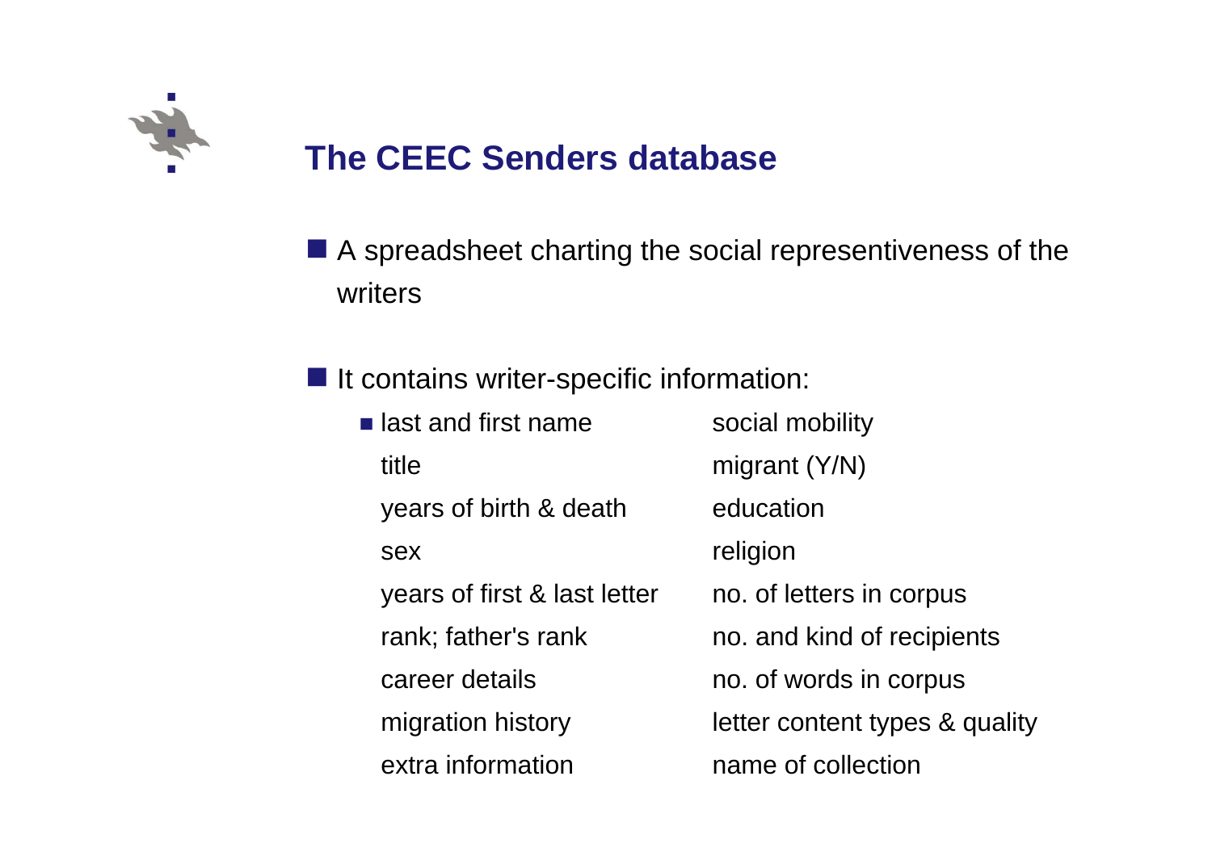# The CEEC Senders database

- A spreadsheet charting the social representiveness of the writers

- It contains writer-specific information:
  - last and first name
    title
    years of birth & death
    sex
    years of first & last letter
    rank; father's rank
    career details
    migration history
    extra information
    social mobility
    migrant (Y/N)
    education
    religion
    no. of letters in corpus
    no. and kind of recipients
    no. of words in corpus
    letter content types & quality
    name of collection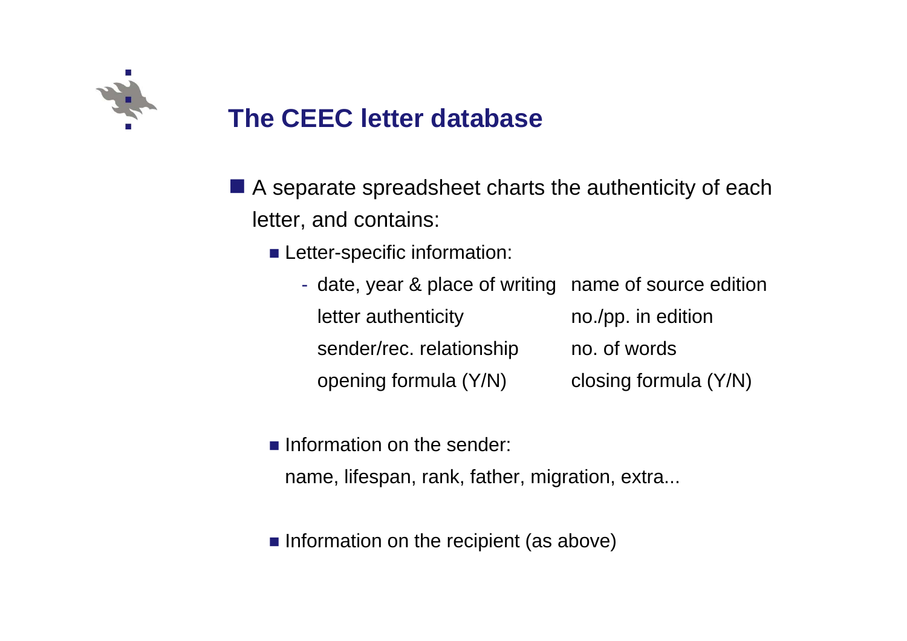# The CEEC letter database

- A separate spreadsheet charts the authenticity of each letter, and contains:
  - Letter-specific information:
    - date, year & place of writing name of source edition
      letter authenticity no./pp. in edition
      sender/rec. relationship no. of words
      opening formula (Y/N) closing formula (Y/N)
  - Information on the sender:
    name, lifespan, rank, father, migration, extra...
  - Information on the recipient (as above)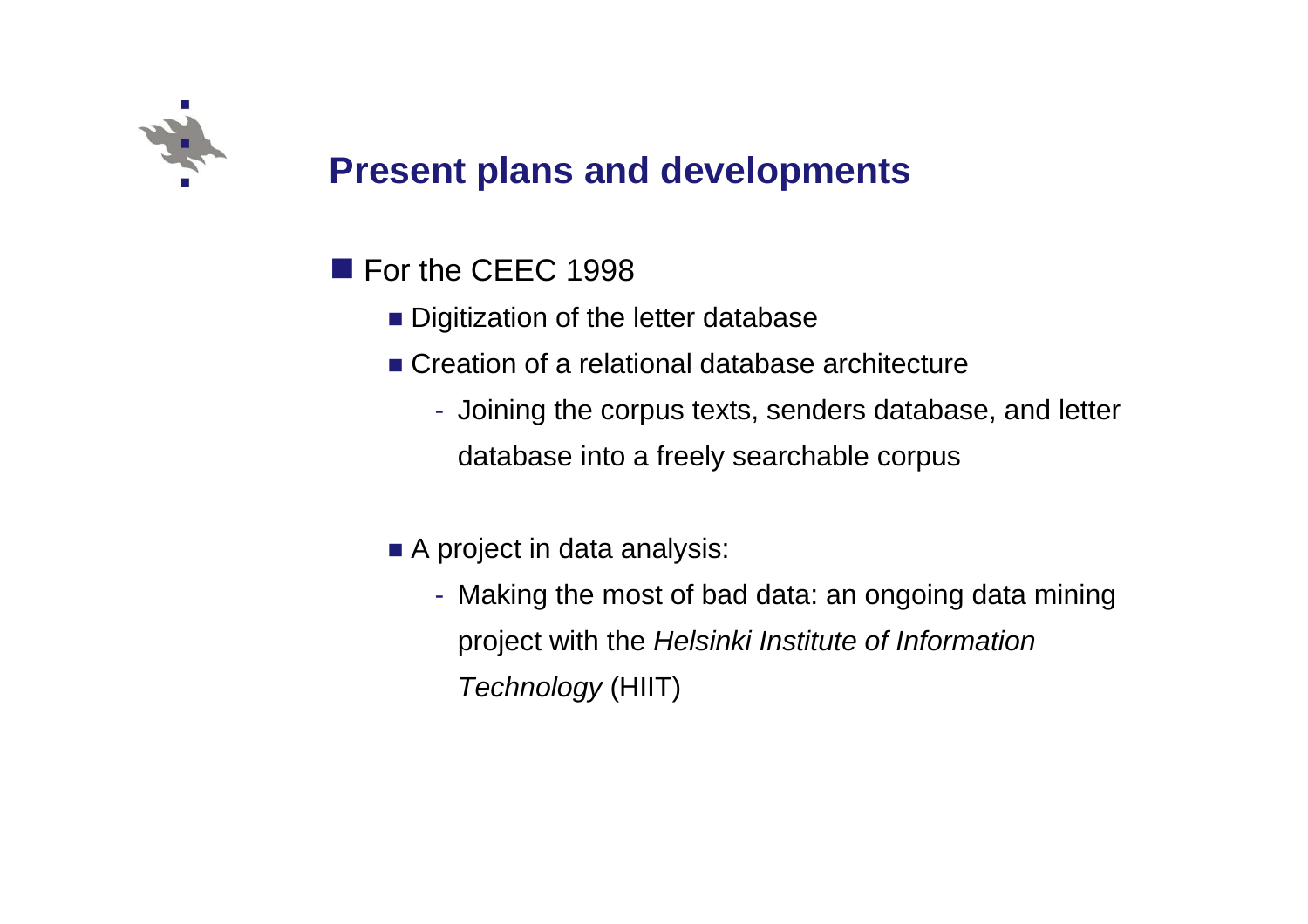## Present plans and developments

- For the CEEC 1998
  - Digitization of the letter database
  - Creation of a relational database architecture
    - Joining the corpus texts, senders database, and letter database into a freely searchable corpus
  - A project in data analysis:
    - Making the most of bad data: an ongoing data mining project with the *Helsinki Institute of Information Technology* (HIIT)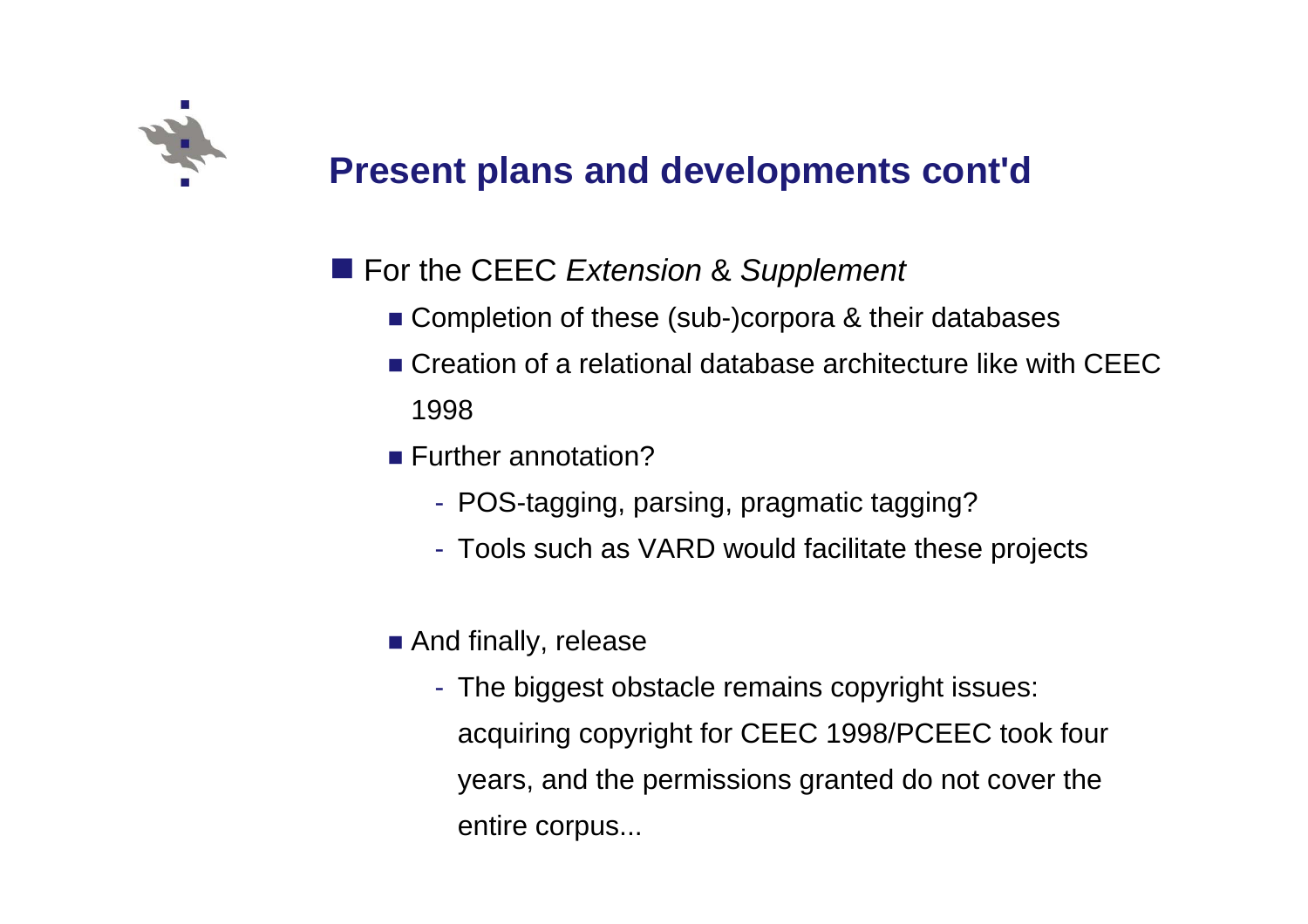# Present plans and developments cont'd

- For the CEEC *Extension* & *Supplement*
  - Completion of these (sub-)corpora & their databases
  - Creation of a relational database architecture like with CEEC 1998
  - Further annotation?
    - POS-tagging, parsing, pragmatic tagging?
    - Tools such as VARD would facilitate these projects
  - And finally, release
    - The biggest obstacle remains copyright issues: acquiring copyright for CEEC 1998/PCEEC took four years, and the permissions granted do not cover the entire corpus...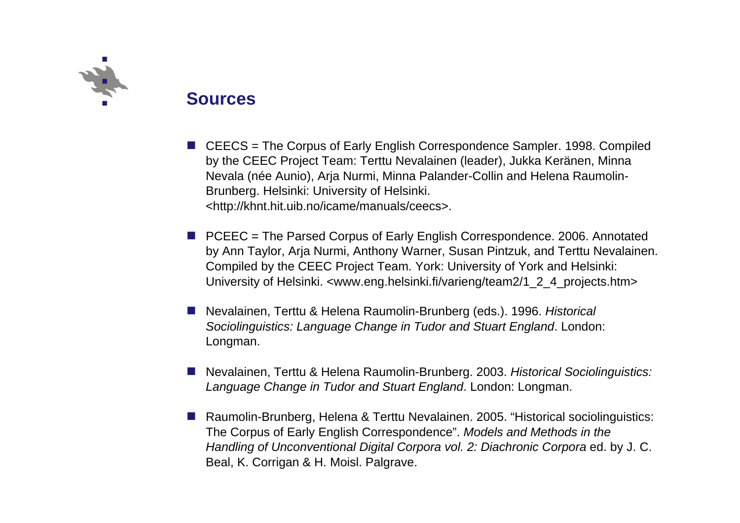## Sources

- CEECS = The Corpus of Early English Correspondence Sampler. 1998. Compiled by the CEEC Project Team: Terttu Nevalainen (leader), Jukka Keränen, Minna Nevala (née Aunio), Arja Nurmi, Minna Palander-Collin and Helena Raumolin-Brunberg. Helsinki: University of Helsinki. <http://khnt.hit.uib.no/icame/manuals/ceecs>.

- PCEEC = The Parsed Corpus of Early English Correspondence. 2006. Annotated by Ann Taylor, Arja Nurmi, Anthony Warner, Susan Pintzuk, and Terttu Nevalainen. Compiled by the CEEC Project Team. York: University of York and Helsinki: University of Helsinki. <www.eng.helsinki.fi/varieng/team2/1_2_4_projects.htm>

- Nevalainen, Terttu & Helena Raumolin-Brunberg (eds.). 1996. *Historical Sociolinguistics: Language Change in Tudor and Stuart England*. London: Longman.

- Nevalainen, Terttu & Helena Raumolin-Brunberg. 2003. *Historical Sociolinguistics: Language Change in Tudor and Stuart England*. London: Longman.

- Raumolin-Brunberg, Helena & Terttu Nevalainen. 2005. "Historical sociolinguistics: The Corpus of Early English Correspondence". *Models and Methods in the Handling of Unconventional Digital Corpora vol. 2: Diachronic Corpora* ed. by J. C. Beal, K. Corrigan & H. Moisl. Palgrave.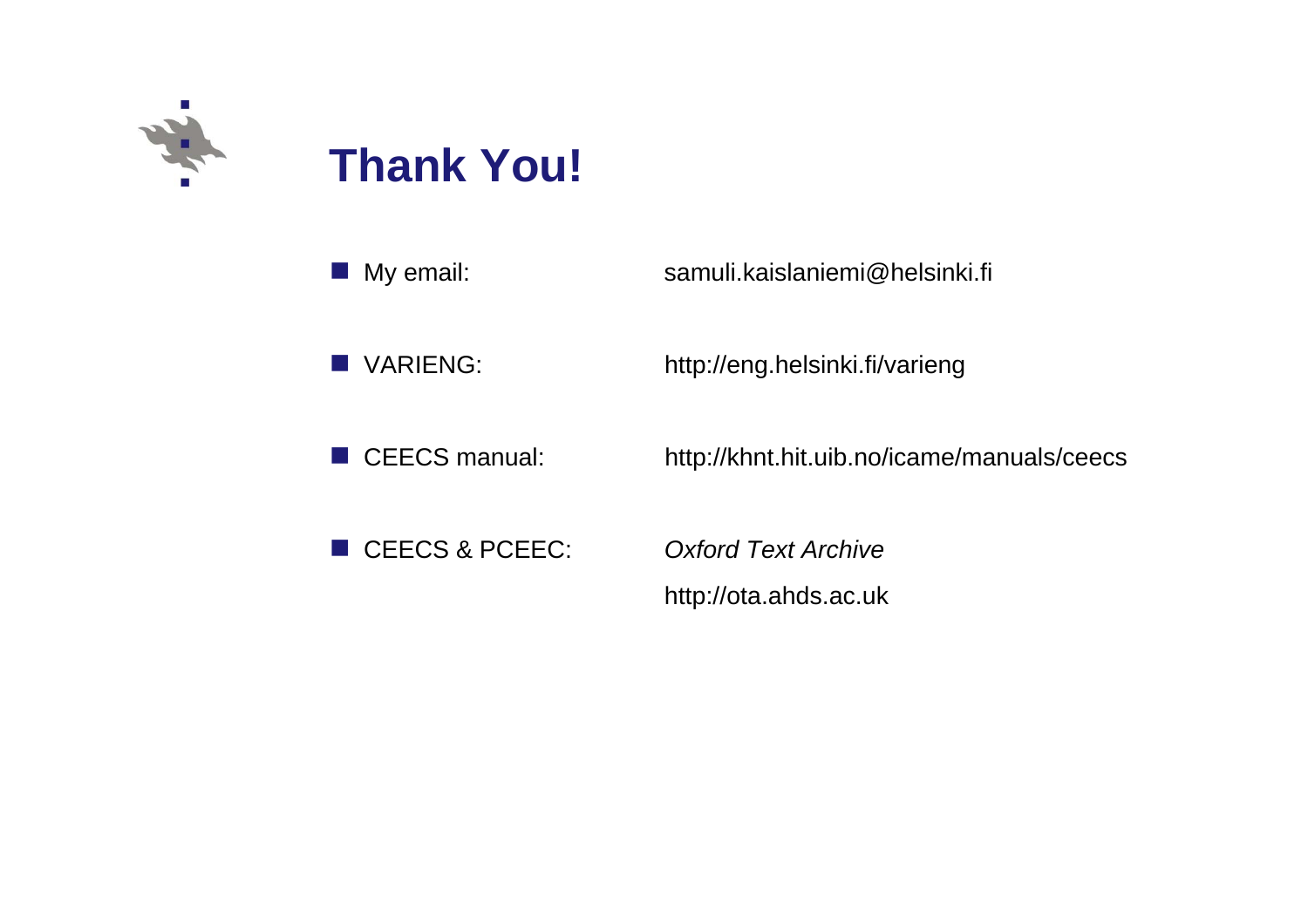# Thank You!

- My email: samuli.kaislaniemi@helsinki.fi
- VARIENG: http://eng.helsinki.fi/varieng
- CEECS manual: http://khnt.hit.uib.no/icame/manuals/ceecs
- CEECS & PCEEC: *Oxford Text Archive*  
  http://ota.ahds.ac.uk